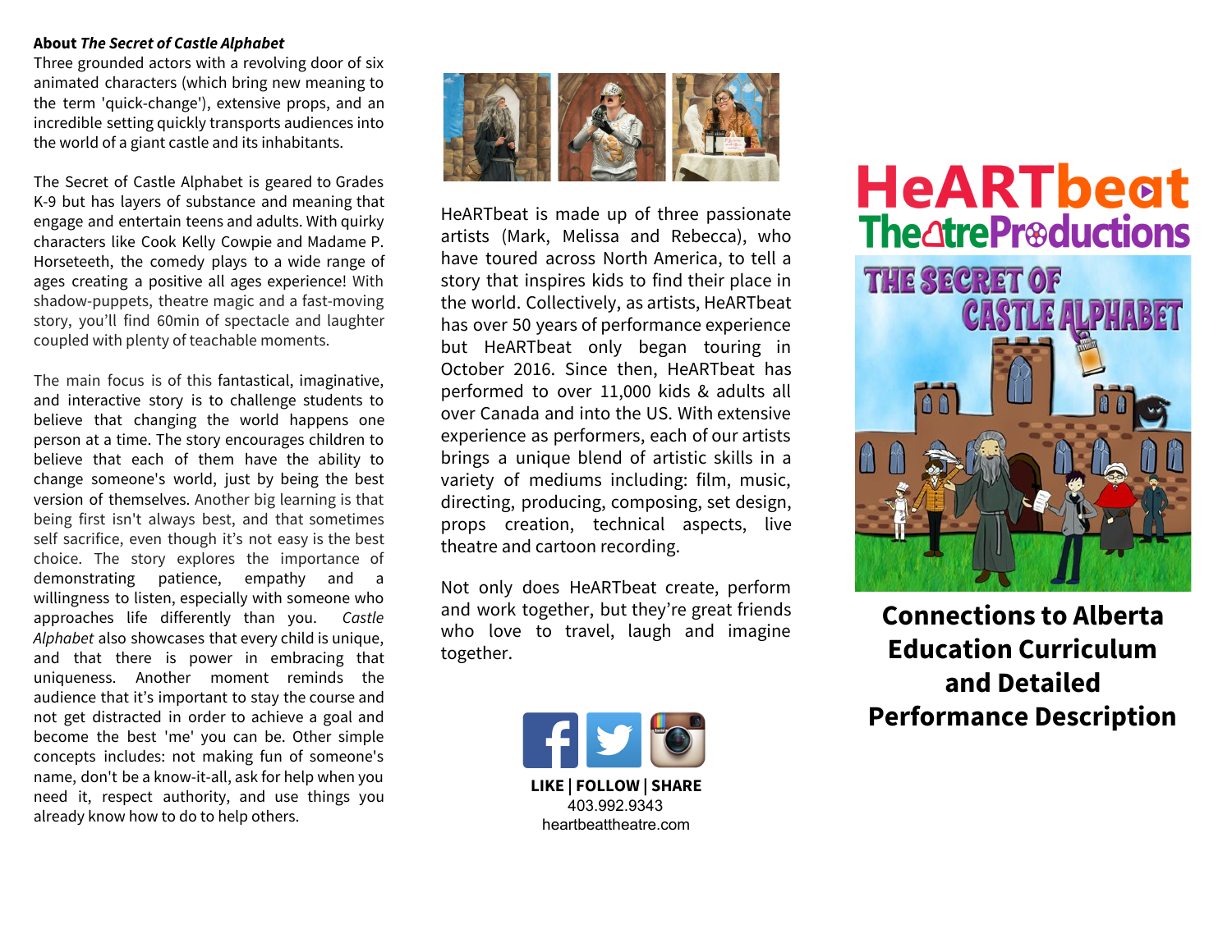**About *The Secret of Castle Alphabet***

Three grounded actors with a revolving door of six animated characters (which bring new meaning to the term 'quick-change'), extensive props, and an incredible setting quickly transports audiences into the world of a giant castle and its inhabitants.

The Secret of Castle Alphabet is geared to Grades K-9 but has layers of substance and meaning that engage and entertain teens and adults. With quirky characters like Cook Kelly Cowpie and Madame P. Horseteeth, the comedy plays to a wide range of ages creating a positive all ages experience! With shadow-puppets, theatre magic and a fast-moving story, you'll find 60min of spectacle and laughter coupled with plenty of teachable moments.

The main focus is of this fantastical, imaginative, and interactive story is to challenge students to believe that changing the world happens one person at a time. The story encourages children to believe that each of them have the ability to change someone's world, just by being the best version of themselves. Another big learning is that being first isn't always best, and that sometimes self sacrifice, even though it's not easy is the best choice. The story explores the importance of demonstrating patience, empathy and a willingness to listen, especially with someone who approaches life differently than you. *Castle Alphabet* also showcases that every child is unique, and that there is power in embracing that uniqueness. Another moment reminds the audience that it's important to stay the course and not get distracted in order to achieve a goal and become the best 'me' you can be. Other simple concepts includes: not making fun of someone's name, don't be a know-it-all, ask for help when you need it, respect authority, and use things you already know how to do to help others.

HeARTbeat is made up of three passionate artists (Mark, Melissa and Rebecca), who have toured across North America, to tell a story that inspires kids to find their place in the world. Collectively, as artists, HeARTbeat has over 50 years of performance experience but HeARTbeat only began touring in October 2016. Since then, HeARTbeat has performed to over 11,000 kids & adults all over Canada and into the US. With extensive experience as performers, each of our artists brings a unique blend of artistic skills in a variety of mediums including: film, music, directing, producing, composing, set design, props creation, technical aspects, live theatre and cartoon recording.

Not only does HeARTbeat create, perform and work together, but they're great friends who love to travel, laugh and imagine together.

**LIKE | FOLLOW | SHARE**
403.992.9343
heartbeattheatre.com

# HeARTbeat TheatreProductions

## THE SECRET OF CASTLE ALPHABET

## Connections to Alberta Education Curriculum and Detailed Performance Description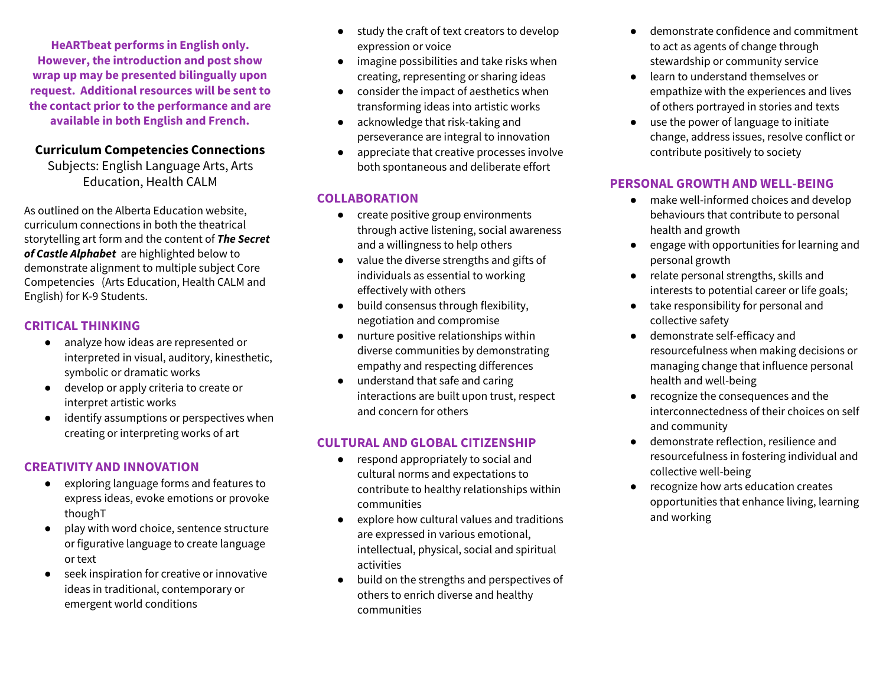**HeARTbeat performs in English only. However, the introduction and post show wrap up may be presented bilingually upon request. Additional resources will be sent to the contact prior to the performance and are available in both English and French.**

**Curriculum Competencies Connections**

Subjects: English Language Arts, Arts Education, Health CALM

As outlined on the Alberta Education website, curriculum connections in both the theatrical storytelling art form and the content of ***The Secret of Castle Alphabet*** are highlighted below to demonstrate alignment to multiple subject Core Competencies (Arts Education, Health CALM and English) for K-9 Students.

## CRITICAL THINKING

- analyze how ideas are represented or interpreted in visual, auditory, kinesthetic, symbolic or dramatic works
- develop or apply criteria to create or interpret artistic works
- identify assumptions or perspectives when creating or interpreting works of art

## CREATIVITY AND INNOVATION

- exploring language forms and features to express ideas, evoke emotions or provoke thoughT
- play with word choice, sentence structure or figurative language to create language or text
- seek inspiration for creative or innovative ideas in traditional, contemporary or emergent world conditions
- study the craft of text creators to develop expression or voice
- imagine possibilities and take risks when creating, representing or sharing ideas
- consider the impact of aesthetics when transforming ideas into artistic works
- acknowledge that risk-taking and perseverance are integral to innovation
- appreciate that creative processes involve both spontaneous and deliberate effort

## COLLABORATION

- create positive group environments through active listening, social awareness and a willingness to help others
- value the diverse strengths and gifts of individuals as essential to working effectively with others
- build consensus through flexibility, negotiation and compromise
- nurture positive relationships within diverse communities by demonstrating empathy and respecting differences
- understand that safe and caring interactions are built upon trust, respect and concern for others

## CULTURAL AND GLOBAL CITIZENSHIP

- respond appropriately to social and cultural norms and expectations to contribute to healthy relationships within communities
- explore how cultural values and traditions are expressed in various emotional, intellectual, physical, social and spiritual activities
- build on the strengths and perspectives of others to enrich diverse and healthy communities
- demonstrate confidence and commitment to act as agents of change through stewardship or community service
- learn to understand themselves or empathize with the experiences and lives of others portrayed in stories and texts
- use the power of language to initiate change, address issues, resolve conflict or contribute positively to society

## PERSONAL GROWTH AND WELL-BEING

- make well-informed choices and develop behaviours that contribute to personal health and growth
- engage with opportunities for learning and personal growth
- relate personal strengths, skills and interests to potential career or life goals;
- take responsibility for personal and collective safety
- demonstrate self-efficacy and resourcefulness when making decisions or managing change that influence personal health and well-being
- recognize the consequences and the interconnectedness of their choices on self and community
- demonstrate reflection, resilience and resourcefulness in fostering individual and collective well-being
- recognize how arts education creates opportunities that enhance living, learning and working